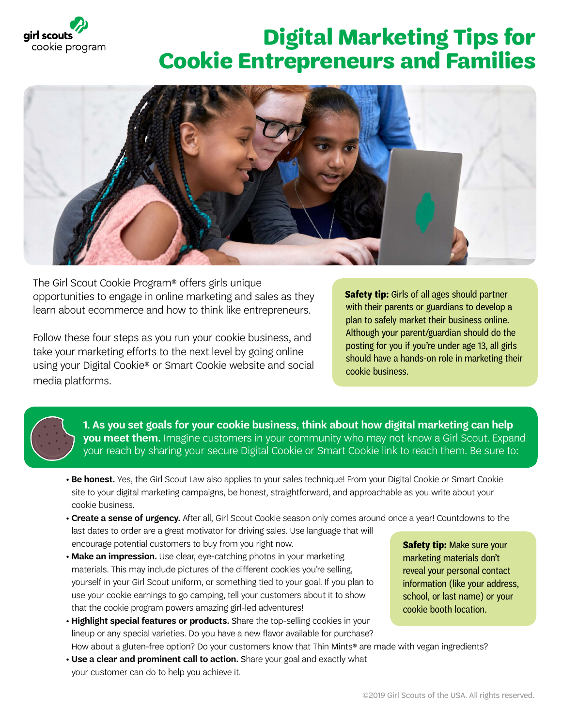girl scouts cookie program

# Digital Marketing Tips for Cookie Entrepreneurs and Families

The Girl Scout Cookie Program® offers girls unique opportunities to engage in online marketing and sales as they learn about ecommerce and how to think like entrepreneurs.

Follow these four steps as you run your cookie business, and take your marketing efforts to the next level by going online using your Digital Cookie® or Smart Cookie website and social media platforms.

**Safety tip:** Girls of all ages should partner with their parents or guardians to develop a plan to safely market their business online. Although your parent/guardian should do the posting for you if you're under age 13, all girls should have a hands-on role in marketing their cookie business.

**1. As you set goals for your cookie business, think about how digital marketing can help you meet them.** Imagine customers in your community who may not know a Girl Scout. Expand your reach by sharing your secure Digital Cookie or Smart Cookie link to reach them. Be sure to:

- **Be honest.** Yes, the Girl Scout Law also applies to your sales technique! From your Digital Cookie or Smart Cookie site to your digital marketing campaigns, be honest, straightforward, and approachable as you write about your cookie business.
- **Create a sense of urgency.** After all, Girl Scout Cookie season only comes around once a year! Countdowns to the last dates to order are a great motivator for driving sales. Use language that will encourage potential customers to buy from you right now.
- **Make an impression.** Use clear, eye-catching photos in your marketing materials. This may include pictures of the different cookies you're selling, yourself in your Girl Scout uniform, or something tied to your goal. If you plan to use your cookie earnings to go camping, tell your customers about it to show that the cookie program powers amazing girl-led adventures!
- **Highlight special features or products.** Share the top-selling cookies in your lineup or any special varieties. Do you have a new flavor available for purchase? How about a gluten-free option? Do your customers know that Thin Mints® are made with vegan ingredients?
- **Use a clear and prominent call to action.** Share your goal and exactly what your customer can do to help you achieve it.

**Safety tip:** Make sure your marketing materials don't reveal your personal contact information (like your address, school, or last name) or your cookie booth location.

©2019 Girl Scouts of the USA. All rights reserved.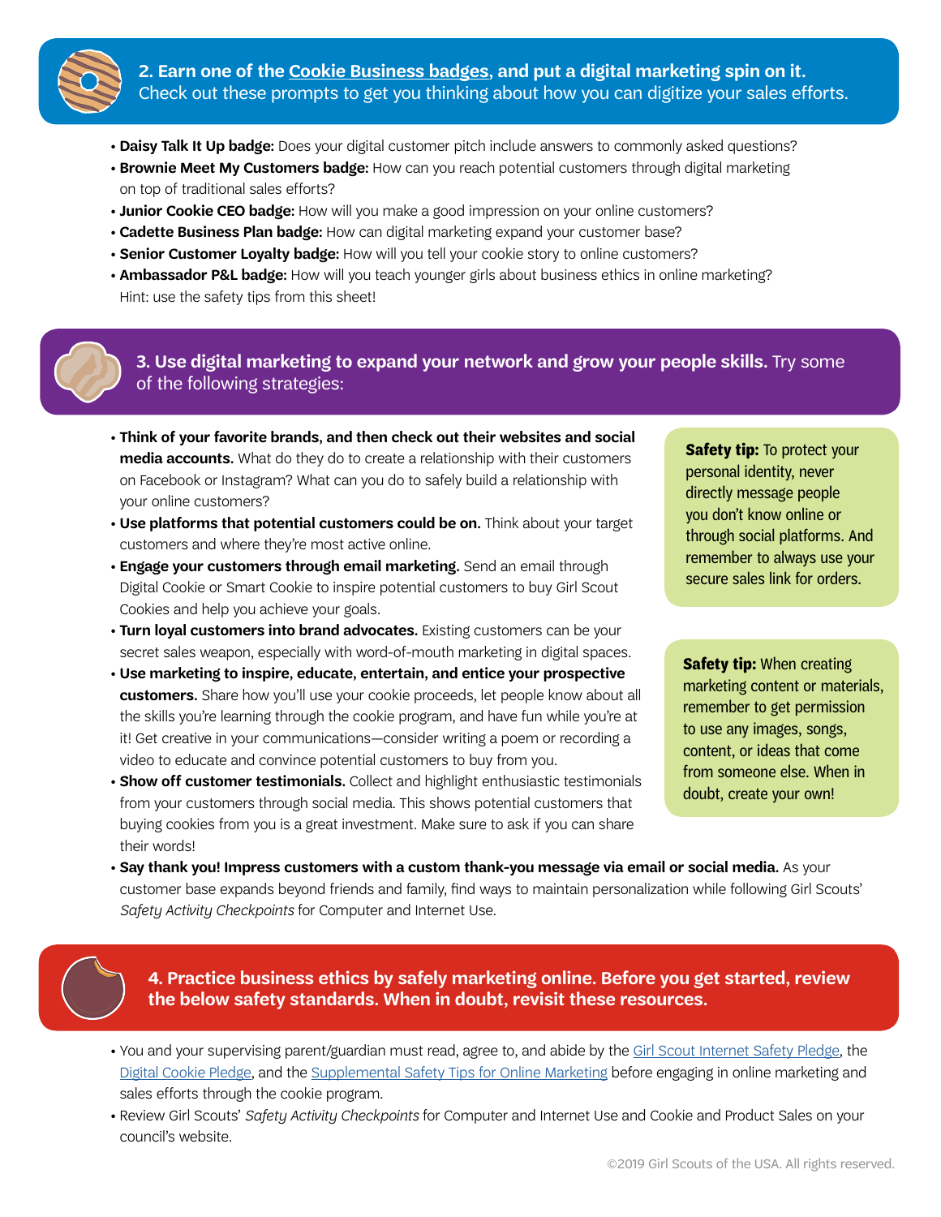## 2. Earn one of the Cookie Business badges, and put a digital marketing spin on it.

Check out these prompts to get you thinking about how you can digitize your sales efforts.

- **Daisy Talk It Up badge:** Does your digital customer pitch include answers to commonly asked questions?
- **Brownie Meet My Customers badge:** How can you reach potential customers through digital marketing on top of traditional sales efforts?
- **Junior Cookie CEO badge:** How will you make a good impression on your online customers?
- **Cadette Business Plan badge:** How can digital marketing expand your customer base?
- **Senior Customer Loyalty badge:** How will you tell your cookie story to online customers?
- **Ambassador P&L badge:** How will you teach younger girls about business ethics in online marketing? Hint: use the safety tips from this sheet!

## 3. Use digital marketing to expand your network and grow your people skills.

Try some of the following strategies:

- **Think of your favorite brands, and then check out their websites and social media accounts.** What do they do to create a relationship with their customers on Facebook or Instagram? What can you do to safely build a relationship with your online customers?
- **Use platforms that potential customers could be on.** Think about your target customers and where they're most active online.
- **Engage your customers through email marketing.** Send an email through Digital Cookie or Smart Cookie to inspire potential customers to buy Girl Scout Cookies and help you achieve your goals.
- **Turn loyal customers into brand advocates.** Existing customers can be your secret sales weapon, especially with word-of-mouth marketing in digital spaces.
- **Use marketing to inspire, educate, entertain, and entice your prospective customers.** Share how you'll use your cookie proceeds, let people know about all the skills you're learning through the cookie program, and have fun while you're at it! Get creative in your communications—consider writing a poem or recording a video to educate and convince potential customers to buy from you.
- **Show off customer testimonials.** Collect and highlight enthusiastic testimonials from your customers through social media. This shows potential customers that buying cookies from you is a great investment. Make sure to ask if you can share their words!
- **Say thank you! Impress customers with a custom thank-you message via email or social media.** As your customer base expands beyond friends and family, find ways to maintain personalization while following Girl Scouts' *Safety Activity Checkpoints* for Computer and Internet Use.

**Safety tip:** To protect your personal identity, never directly message people you don't know online or through social platforms. And remember to always use your secure sales link for orders.

**Safety tip:** When creating marketing content or materials, remember to get permission to use any images, songs, content, or ideas that come from someone else. When in doubt, create your own!

## 4. Practice business ethics by safely marketing online. Before you get started, review the below safety standards. When in doubt, revisit these resources.

- You and your supervising parent/guardian must read, agree to, and abide by the Girl Scout Internet Safety Pledge, the Digital Cookie Pledge, and the Supplemental Safety Tips for Online Marketing before engaging in online marketing and sales efforts through the cookie program.
- Review Girl Scouts' *Safety Activity Checkpoints* for Computer and Internet Use and Cookie and Product Sales on your council's website.

©2019 Girl Scouts of the USA. All rights reserved.